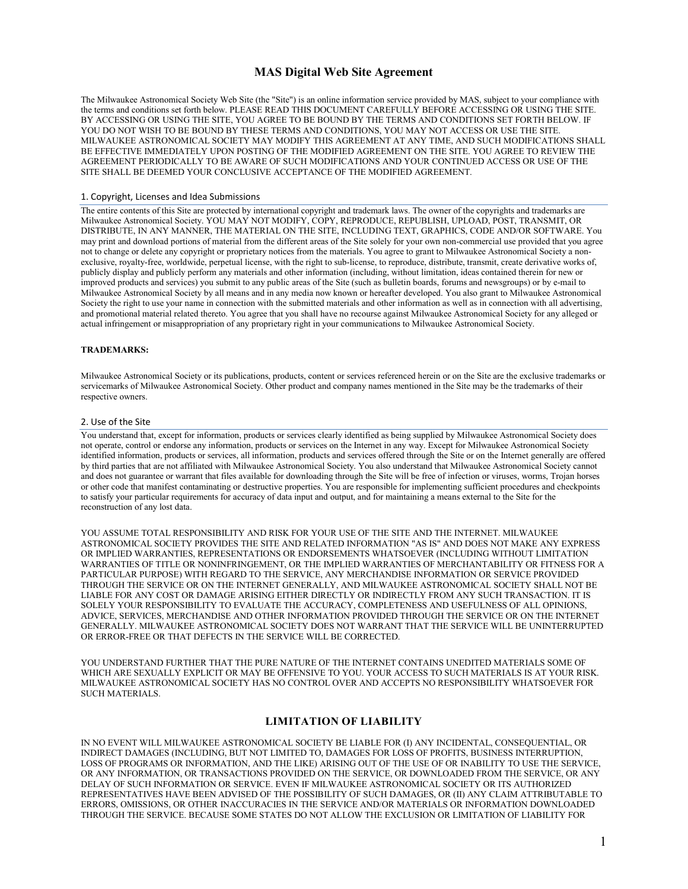# MAS Digital Web Site Agreement

The Milwaukee Astronomical Society Web Site (the "Site") is an online information service provided by MAS, subject to your compliance with the terms and conditions set forth below. PLEASE READ THIS DOCUMENT CAREFULLY BEFORE ACCESSING OR USING THE SITE. BY ACCESSING OR USING THE SITE, YOU AGREE TO BE BOUND BY THE TERMS AND CONDITIONS SET FORTH BELOW. IF YOU DO NOT WISH TO BE BOUND BY THESE TERMS AND CONDITIONS, YOU MAY NOT ACCESS OR USE THE SITE. MILWAUKEE ASTRONOMICAL SOCIETY MAY MODIFY THIS AGREEMENT AT ANY TIME, AND SUCH MODIFICATIONS SHALL BE EFFECTIVE IMMEDIATELY UPON POSTING OF THE MODIFIED AGREEMENT ON THE SITE. YOU AGREE TO REVIEW THE AGREEMENT PERIODICALLY TO BE AWARE OF SUCH MODIFICATIONS AND YOUR CONTINUED ACCESS OR USE OF THE SITE SHALL BE DEEMED YOUR CONCLUSIVE ACCEPTANCE OF THE MODIFIED AGREEMENT.

## 1. Copyright, Licenses and Idea Submissions

The entire contents of this Site are protected by international copyright and trademark laws. The owner of the copyrights and trademarks are Milwaukee Astronomical Society. YOU MAY NOT MODIFY, COPY, REPRODUCE, REPUBLISH, UPLOAD, POST, TRANSMIT, OR DISTRIBUTE, IN ANY MANNER, THE MATERIAL ON THE SITE, INCLUDING TEXT, GRAPHICS, CODE AND/OR SOFTWARE. You may print and download portions of material from the different areas of the Site solely for your own non-commercial use provided that you agree not to change or delete any copyright or proprietary notices from the materials. You agree to grant to Milwaukee Astronomical Society a non-exclusive, royalty-free, worldwide, perpetual license, with the right to sub-license, to reproduce, distribute, transmit, create derivative works of, publicly display and publicly perform any materials and other information (including, without limitation, ideas contained therein for new or improved products and services) you submit to any public areas of the Site (such as bulletin boards, forums and newsgroups) or by e-mail to Milwaukee Astronomical Society by all means and in any media now known or hereafter developed. You also grant to Milwaukee Astronomical Society the right to use your name in connection with the submitted materials and other information as well as in connection with all advertising, and promotional material related thereto. You agree that you shall have no recourse against Milwaukee Astronomical Society for any alleged or actual infringement or misappropriation of any proprietary right in your communications to Milwaukee Astronomical Society.

**TRADEMARKS:**

Milwaukee Astronomical Society or its publications, products, content or services referenced herein or on the Site are the exclusive trademarks or servicemarks of Milwaukee Astronomical Society. Other product and company names mentioned in the Site may be the trademarks of their respective owners.

## 2. Use of the Site

You understand that, except for information, products or services clearly identified as being supplied by Milwaukee Astronomical Society does not operate, control or endorse any information, products or services on the Internet in any way. Except for Milwaukee Astronomical Society identified information, products or services, all information, products and services offered through the Site or on the Internet generally are offered by third parties that are not affiliated with Milwaukee Astronomical Society. You also understand that Milwaukee Astronomical Society cannot and does not guarantee or warrant that files available for downloading through the Site will be free of infection or viruses, worms, Trojan horses or other code that manifest contaminating or destructive properties. You are responsible for implementing sufficient procedures and checkpoints to satisfy your particular requirements for accuracy of data input and output, and for maintaining a means external to the Site for the reconstruction of any lost data.

YOU ASSUME TOTAL RESPONSIBILITY AND RISK FOR YOUR USE OF THE SITE AND THE INTERNET. MILWAUKEE ASTRONOMICAL SOCIETY PROVIDES THE SITE AND RELATED INFORMATION "AS IS" AND DOES NOT MAKE ANY EXPRESS OR IMPLIED WARRANTIES, REPRESENTATIONS OR ENDORSEMENTS WHATSOEVER (INCLUDING WITHOUT LIMITATION WARRANTIES OF TITLE OR NONINFRINGEMENT, OR THE IMPLIED WARRANTIES OF MERCHANTABILITY OR FITNESS FOR A PARTICULAR PURPOSE) WITH REGARD TO THE SERVICE, ANY MERCHANDISE INFORMATION OR SERVICE PROVIDED THROUGH THE SERVICE OR ON THE INTERNET GENERALLY, AND MILWAUKEE ASTRONOMICAL SOCIETY SHALL NOT BE LIABLE FOR ANY COST OR DAMAGE ARISING EITHER DIRECTLY OR INDIRECTLY FROM ANY SUCH TRANSACTION. IT IS SOLELY YOUR RESPONSIBILITY TO EVALUATE THE ACCURACY, COMPLETENESS AND USEFULNESS OF ALL OPINIONS, ADVICE, SERVICES, MERCHANDISE AND OTHER INFORMATION PROVIDED THROUGH THE SERVICE OR ON THE INTERNET GENERALLY. MILWAUKEE ASTRONOMICAL SOCIETY DOES NOT WARRANT THAT THE SERVICE WILL BE UNINTERRUPTED OR ERROR-FREE OR THAT DEFECTS IN THE SERVICE WILL BE CORRECTED.

YOU UNDERSTAND FURTHER THAT THE PURE NATURE OF THE INTERNET CONTAINS UNEDITED MATERIALS SOME OF WHICH ARE SEXUALLY EXPLICIT OR MAY BE OFFENSIVE TO YOU. YOUR ACCESS TO SUCH MATERIALS IS AT YOUR RISK. MILWAUKEE ASTRONOMICAL SOCIETY HAS NO CONTROL OVER AND ACCEPTS NO RESPONSIBILITY WHATSOEVER FOR SUCH MATERIALS.

## LIMITATION OF LIABILITY

IN NO EVENT WILL MILWAUKEE ASTRONOMICAL SOCIETY BE LIABLE FOR (I) ANY INCIDENTAL, CONSEQUENTIAL, OR INDIRECT DAMAGES (INCLUDING, BUT NOT LIMITED TO, DAMAGES FOR LOSS OF PROFITS, BUSINESS INTERRUPTION, LOSS OF PROGRAMS OR INFORMATION, AND THE LIKE) ARISING OUT OF THE USE OF OR INABILITY TO USE THE SERVICE, OR ANY INFORMATION, OR TRANSACTIONS PROVIDED ON THE SERVICE, OR DOWNLOADED FROM THE SERVICE, OR ANY DELAY OF SUCH INFORMATION OR SERVICE. EVEN IF MILWAUKEE ASTRONOMICAL SOCIETY OR ITS AUTHORIZED REPRESENTATIVES HAVE BEEN ADVISED OF THE POSSIBILITY OF SUCH DAMAGES, OR (II) ANY CLAIM ATTRIBUTABLE TO ERRORS, OMISSIONS, OR OTHER INACCURACIES IN THE SERVICE AND/OR MATERIALS OR INFORMATION DOWNLOADED THROUGH THE SERVICE. BECAUSE SOME STATES DO NOT ALLOW THE EXCLUSION OR LIMITATION OF LIABILITY FOR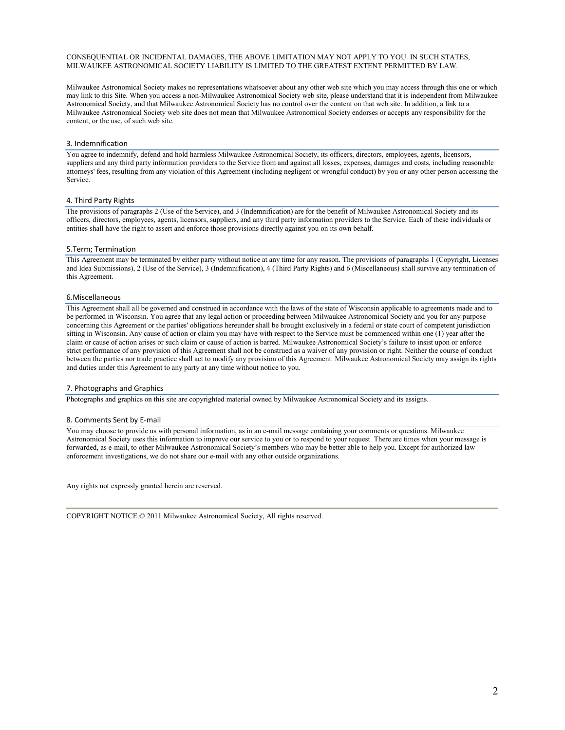CONSEQUENTIAL OR INCIDENTAL DAMAGES, THE ABOVE LIMITATION MAY NOT APPLY TO YOU. IN SUCH STATES, MILWAUKEE ASTRONOMICAL SOCIETY LIABILITY IS LIMITED TO THE GREATEST EXTENT PERMITTED BY LAW.

Milwaukee Astronomical Society makes no representations whatsoever about any other web site which you may access through this one or which may link to this Site. When you access a non-Milwaukee Astronomical Society web site, please understand that it is independent from Milwaukee Astronomical Society, and that Milwaukee Astronomical Society has no control over the content on that web site. In addition, a link to a Milwaukee Astronomical Society web site does not mean that Milwaukee Astronomical Society endorses or accepts any responsibility for the content, or the use, of such web site.

## 3. Indemnification

You agree to indemnify, defend and hold harmless Milwaukee Astronomical Society, its officers, directors, employees, agents, licensors, suppliers and any third party information providers to the Service from and against all losses, expenses, damages and costs, including reasonable attorneys' fees, resulting from any violation of this Agreement (including negligent or wrongful conduct) by you or any other person accessing the Service.

## 4. Third Party Rights

The provisions of paragraphs 2 (Use of the Service), and 3 (Indemnification) are for the benefit of Milwaukee Astronomical Society and its officers, directors, employees, agents, licensors, suppliers, and any third party information providers to the Service. Each of these individuals or entities shall have the right to assert and enforce those provisions directly against you on its own behalf.

## 5.Term; Termination

This Agreement may be terminated by either party without notice at any time for any reason. The provisions of paragraphs 1 (Copyright, Licenses and Idea Submissions), 2 (Use of the Service), 3 (Indemnification), 4 (Third Party Rights) and 6 (Miscellaneous) shall survive any termination of this Agreement.

## 6.Miscellaneous

This Agreement shall all be governed and construed in accordance with the laws of the state of Wisconsin applicable to agreements made and to be performed in Wisconsin. You agree that any legal action or proceeding between Milwaukee Astronomical Society and you for any purpose concerning this Agreement or the parties' obligations hereunder shall be brought exclusively in a federal or state court of competent jurisdiction sitting in Wisconsin. Any cause of action or claim you may have with respect to the Service must be commenced within one (1) year after the claim or cause of action arises or such claim or cause of action is barred. Milwaukee Astronomical Society's failure to insist upon or enforce strict performance of any provision of this Agreement shall not be construed as a waiver of any provision or right. Neither the course of conduct between the parties nor trade practice shall act to modify any provision of this Agreement. Milwaukee Astronomical Society may assign its rights and duties under this Agreement to any party at any time without notice to you.

## 7. Photographs and Graphics

Photographs and graphics on this site are copyrighted material owned by Milwaukee Astronomical Society and its assigns.

## 8. Comments Sent by E-mail

You may choose to provide us with personal information, as in an e-mail message containing your comments or questions. Milwaukee Astronomical Society uses this information to improve our service to you or to respond to your request. There are times when your message is forwarded, as e-mail, to other Milwaukee Astronomical Society's members who may be better able to help you. Except for authorized law enforcement investigations, we do not share our e-mail with any other outside organizations.

Any rights not expressly granted herein are reserved.

---

COPYRIGHT NOTICE.© 2011 Milwaukee Astronomical Society, All rights reserved.